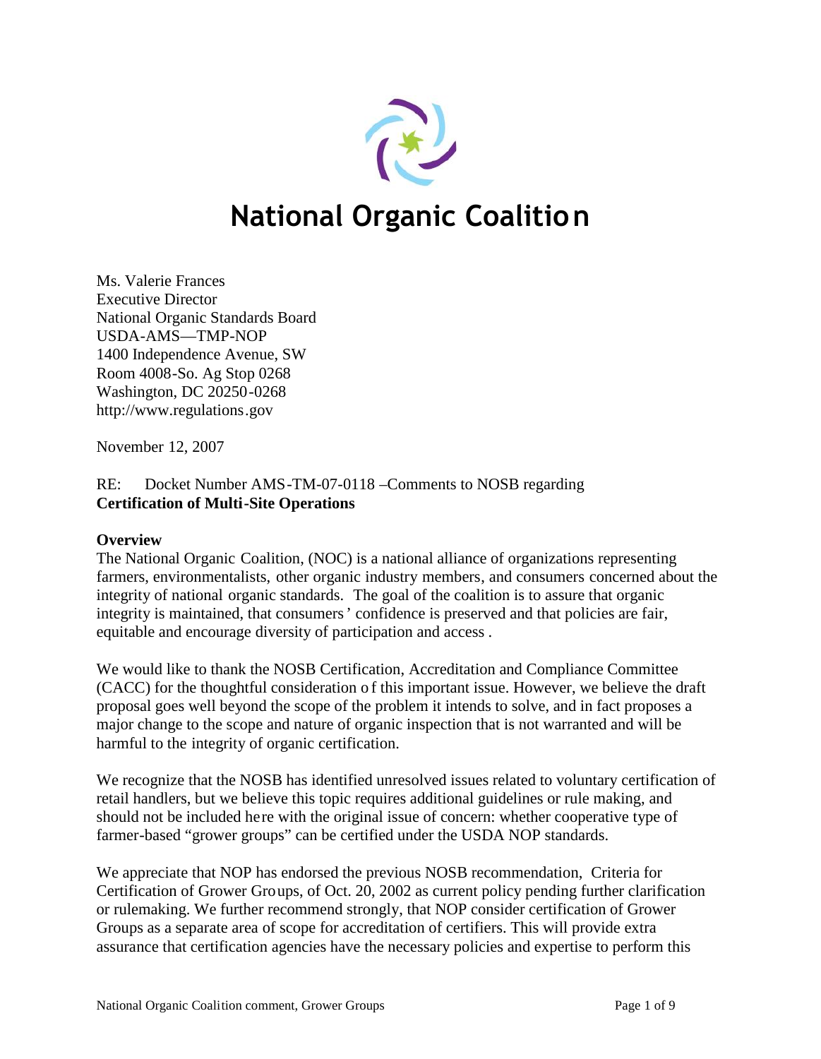# National Organic Coalition

Ms. Valerie Frances
Executive Director
National Organic Standards Board
USDA-AMS—TMP-NOP
1400 Independence Avenue, SW
Room 4008-So. Ag Stop 0268
Washington, DC 20250-0268
http://www.regulations.gov

November 12, 2007

RE: Docket Number AMS-TM-07-0118 –Comments to NOSB regarding **Certification of Multi-Site Operations**

**Overview**

The National Organic Coalition, (NOC) is a national alliance of organizations representing farmers, environmentalists, other organic industry members, and consumers concerned about the integrity of national organic standards. The goal of the coalition is to assure that organic integrity is maintained, that consumers' confidence is preserved and that policies are fair, equitable and encourage diversity of participation and access.

We would like to thank the NOSB Certification, Accreditation and Compliance Committee (CACC) for the thoughtful consideration of this important issue. However, we believe the draft proposal goes well beyond the scope of the problem it intends to solve, and in fact proposes a major change to the scope and nature of organic inspection that is not warranted and will be harmful to the integrity of organic certification.

We recognize that the NOSB has identified unresolved issues related to voluntary certification of retail handlers, but we believe this topic requires additional guidelines or rule making, and should not be included here with the original issue of concern: whether cooperative type of farmer-based "grower groups" can be certified under the USDA NOP standards.

We appreciate that NOP has endorsed the previous NOSB recommendation, Criteria for Certification of Grower Groups, of Oct. 20, 2002 as current policy pending further clarification or rulemaking. We further recommend strongly, that NOP consider certification of Grower Groups as a separate area of scope for accreditation of certifiers. This will provide extra assurance that certification agencies have the necessary policies and expertise to perform this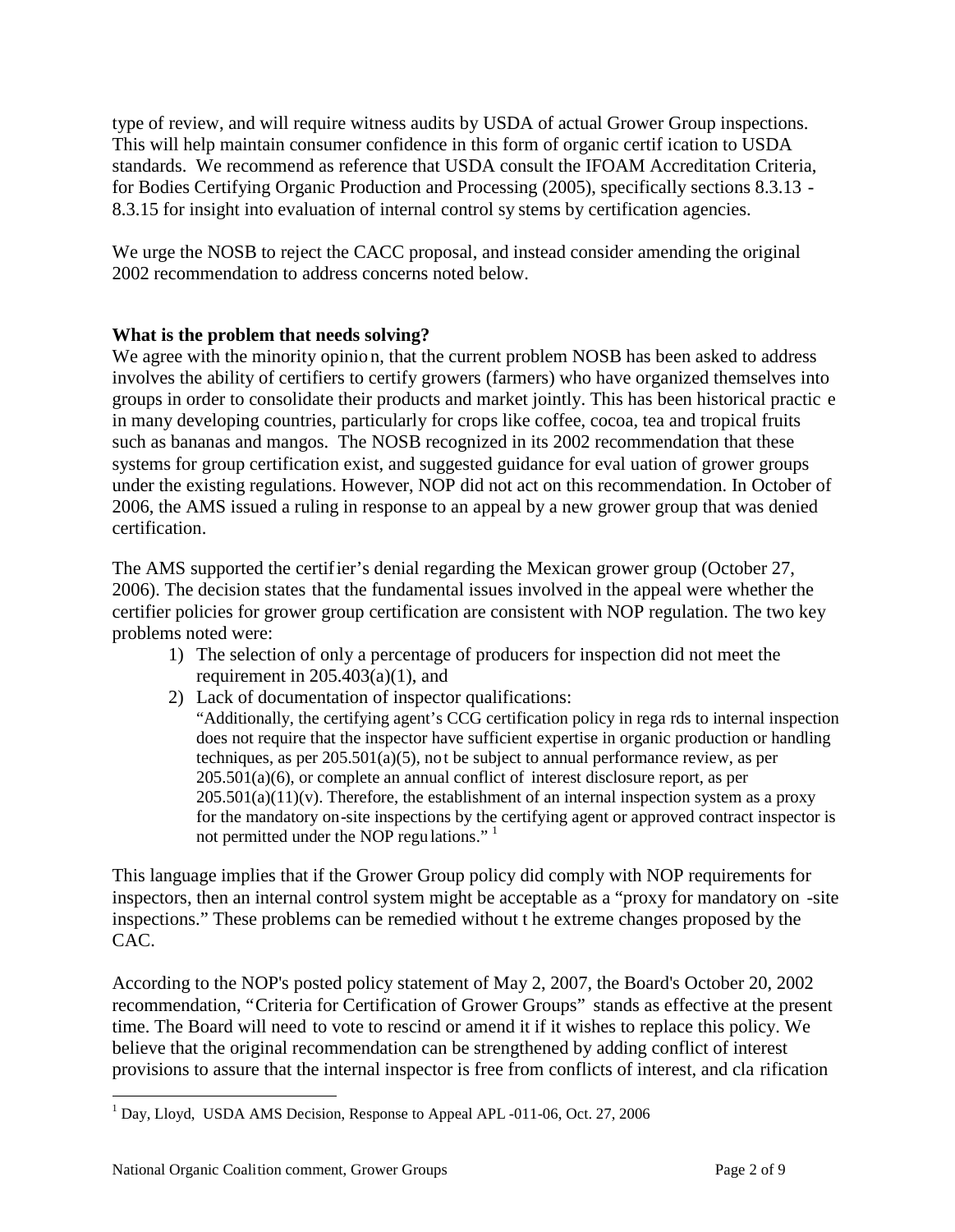type of review, and will require witness audits by USDA of actual Grower Group inspections. This will help maintain consumer confidence in this form of organic certification to USDA standards. We recommend as reference that USDA consult the IFOAM Accreditation Criteria, for Bodies Certifying Organic Production and Processing (2005), specifically sections 8.3.13 - 8.3.15 for insight into evaluation of internal control systems by certification agencies.

We urge the NOSB to reject the CACC proposal, and instead consider amending the original 2002 recommendation to address concerns noted below.

**What is the problem that needs solving?**

We agree with the minority opinion, that the current problem NOSB has been asked to address involves the ability of certifiers to certify growers (farmers) who have organized themselves into groups in order to consolidate their products and market jointly. This has been historical practice in many developing countries, particularly for crops like coffee, cocoa, tea and tropical fruits such as bananas and mangos. The NOSB recognized in its 2002 recommendation that these systems for group certification exist, and suggested guidance for evaluation of grower groups under the existing regulations. However, NOP did not act on this recommendation. In October of 2006, the AMS issued a ruling in response to an appeal by a new grower group that was denied certification.

The AMS supported the certifier's denial regarding the Mexican grower group (October 27, 2006). The decision states that the fundamental issues involved in the appeal were whether the certifier policies for grower group certification are consistent with NOP regulation. The two key problems noted were:

1) The selection of only a percentage of producers for inspection did not meet the requirement in 205.403(a)(1), and
2) Lack of documentation of inspector qualifications:
   "Additionally, the certifying agent's CCG certification policy in regards to internal inspection does not require that the inspector have sufficient expertise in organic production or handling techniques, as per 205.501(a)(5), not be subject to annual performance review, as per 205.501(a)(6), or complete an annual conflict of interest disclosure report, as per 205.501(a)(11)(v). Therefore, the establishment of an internal inspection system as a proxy for the mandatory on-site inspections by the certifying agent or approved contract inspector is not permitted under the NOP regulations." [1]

This language implies that if the Grower Group policy did comply with NOP requirements for inspectors, then an internal control system might be acceptable as a "proxy for mandatory on-site inspections." These problems can be remedied without the extreme changes proposed by the CAC.

According to the NOP's posted policy statement of May 2, 2007, the Board's October 20, 2002 recommendation, "Criteria for Certification of Grower Groups" stands as effective at the present time. The Board will need to vote to rescind or amend it if it wishes to replace this policy. We believe that the original recommendation can be strengthened by adding conflict of interest provisions to assure that the internal inspector is free from conflicts of interest, and clarification

---

[1] Day, Lloyd, USDA AMS Decision, Response to Appeal APL-011-06, Oct. 27, 2006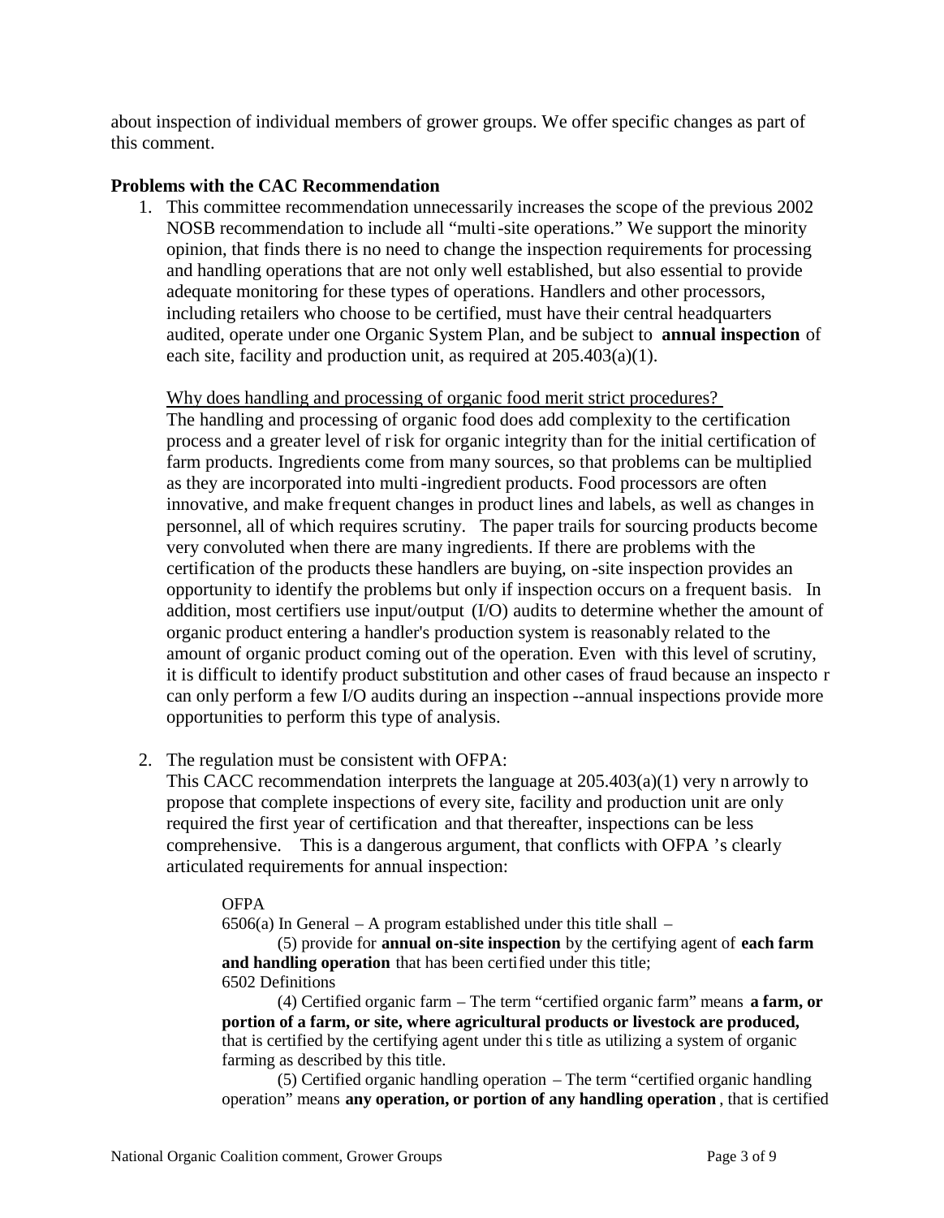about inspection of individual members of grower groups. We offer specific changes as part of this comment.

**Problems with the CAC Recommendation**

1. This committee recommendation unnecessarily increases the scope of the previous 2002 NOSB recommendation to include all "multi-site operations." We support the minority opinion, that finds there is no need to change the inspection requirements for processing and handling operations that are not only well established, but also essential to provide adequate monitoring for these types of operations. Handlers and other processors, including retailers who choose to be certified, must have their central headquarters audited, operate under one Organic System Plan, and be subject to **annual inspection** of each site, facility and production unit, as required at 205.403(a)(1).

   Why does handling and processing of organic food merit strict procedures?
   The handling and processing of organic food does add complexity to the certification process and a greater level of risk for organic integrity than for the initial certification of farm products. Ingredients come from many sources, so that problems can be multiplied as they are incorporated into multi-ingredient products. Food processors are often innovative, and make frequent changes in product lines and labels, as well as changes in personnel, all of which requires scrutiny. The paper trails for sourcing products become very convoluted when there are many ingredients. If there are problems with the certification of the products these handlers are buying, on-site inspection provides an opportunity to identify the problems but only if inspection occurs on a frequent basis. In addition, most certifiers use input/output (I/O) audits to determine whether the amount of organic product entering a handler's production system is reasonably related to the amount of organic product coming out of the operation. Even with this level of scrutiny, it is difficult to identify product substitution and other cases of fraud because an inspector can only perform a few I/O audits during an inspection --annual inspections provide more opportunities to perform this type of analysis.

2. The regulation must be consistent with OFPA:
   This CACC recommendation interprets the language at 205.403(a)(1) very narrowly to propose that complete inspections of every site, facility and production unit are only required the first year of certification and that thereafter, inspections can be less comprehensive. This is a dangerous argument, that conflicts with OFPA's clearly articulated requirements for annual inspection:

   > OFPA
   > 6506(a) In General – A program established under this title shall –
   > (5) provide for **annual on-site inspection** by the certifying agent of **each farm and handling operation** that has been certified under this title;
   > 6502 Definitions
   > (4) Certified organic farm – The term "certified organic farm" means **a farm, or portion of a farm, or site, where agricultural products or livestock are produced,** that is certified by the certifying agent under this title as utilizing a system of organic farming as described by this title.
   > (5) Certified organic handling operation – The term "certified organic handling operation" means **any operation, or portion of any handling operation**, that is certified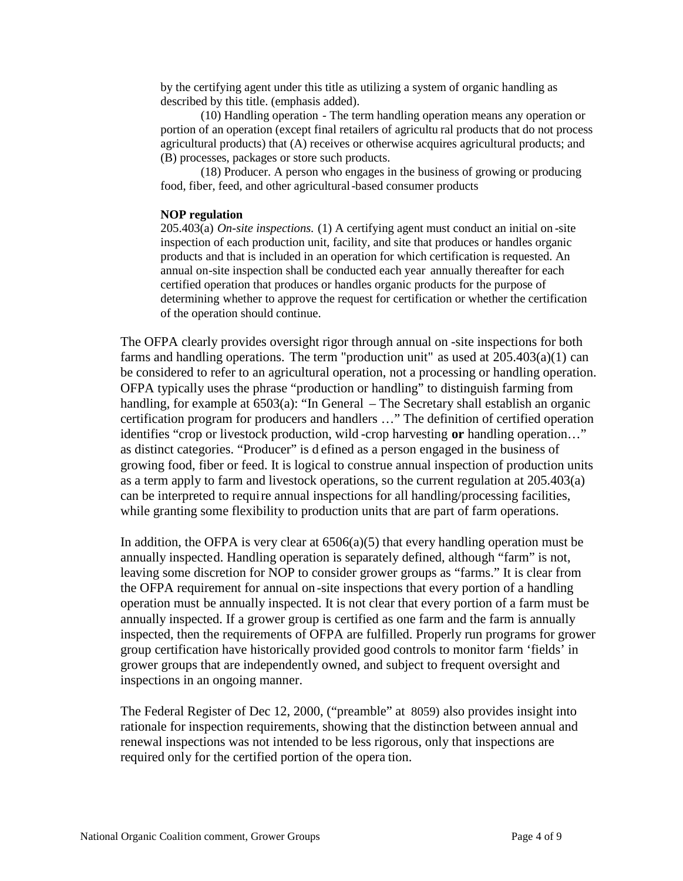by the certifying agent under this title as utilizing a system of organic handling as described by this title. (emphasis added).

(10) Handling operation - The term handling operation means any operation or portion of an operation (except final retailers of agricultural products that do not process agricultural products) that (A) receives or otherwise acquires agricultural products; and (B) processes, packages or store such products.

(18) Producer. A person who engages in the business of growing or producing food, fiber, feed, and other agricultural-based consumer products

**NOP regulation**

205.403(a) *On-site inspections.* (1) A certifying agent must conduct an initial on-site inspection of each production unit, facility, and site that produces or handles organic products and that is included in an operation for which certification is requested. An annual on-site inspection shall be conducted each year annually thereafter for each certified operation that produces or handles organic products for the purpose of determining whether to approve the request for certification or whether the certification of the operation should continue.

The OFPA clearly provides oversight rigor through annual on-site inspections for both farms and handling operations. The term "production unit" as used at 205.403(a)(1) can be considered to refer to an agricultural operation, not a processing or handling operation. OFPA typically uses the phrase "production or handling" to distinguish farming from handling, for example at 6503(a): "In General – The Secretary shall establish an organic certification program for producers and handlers …" The definition of certified operation identifies "crop or livestock production, wild-crop harvesting **or** handling operation…" as distinct categories. "Producer" is defined as a person engaged in the business of growing food, fiber or feed. It is logical to construe annual inspection of production units as a term apply to farm and livestock operations, so the current regulation at 205.403(a) can be interpreted to require annual inspections for all handling/processing facilities, while granting some flexibility to production units that are part of farm operations.

In addition, the OFPA is very clear at 6506(a)(5) that every handling operation must be annually inspected. Handling operation is separately defined, although "farm" is not, leaving some discretion for NOP to consider grower groups as "farms." It is clear from the OFPA requirement for annual on-site inspections that every portion of a handling operation must be annually inspected. It is not clear that every portion of a farm must be annually inspected. If a grower group is certified as one farm and the farm is annually inspected, then the requirements of OFPA are fulfilled. Properly run programs for grower group certification have historically provided good controls to monitor farm 'fields' in grower groups that are independently owned, and subject to frequent oversight and inspections in an ongoing manner.

The Federal Register of Dec 12, 2000, ("preamble" at 8059) also provides insight into rationale for inspection requirements, showing that the distinction between annual and renewal inspections was not intended to be less rigorous, only that inspections are required only for the certified portion of the operation.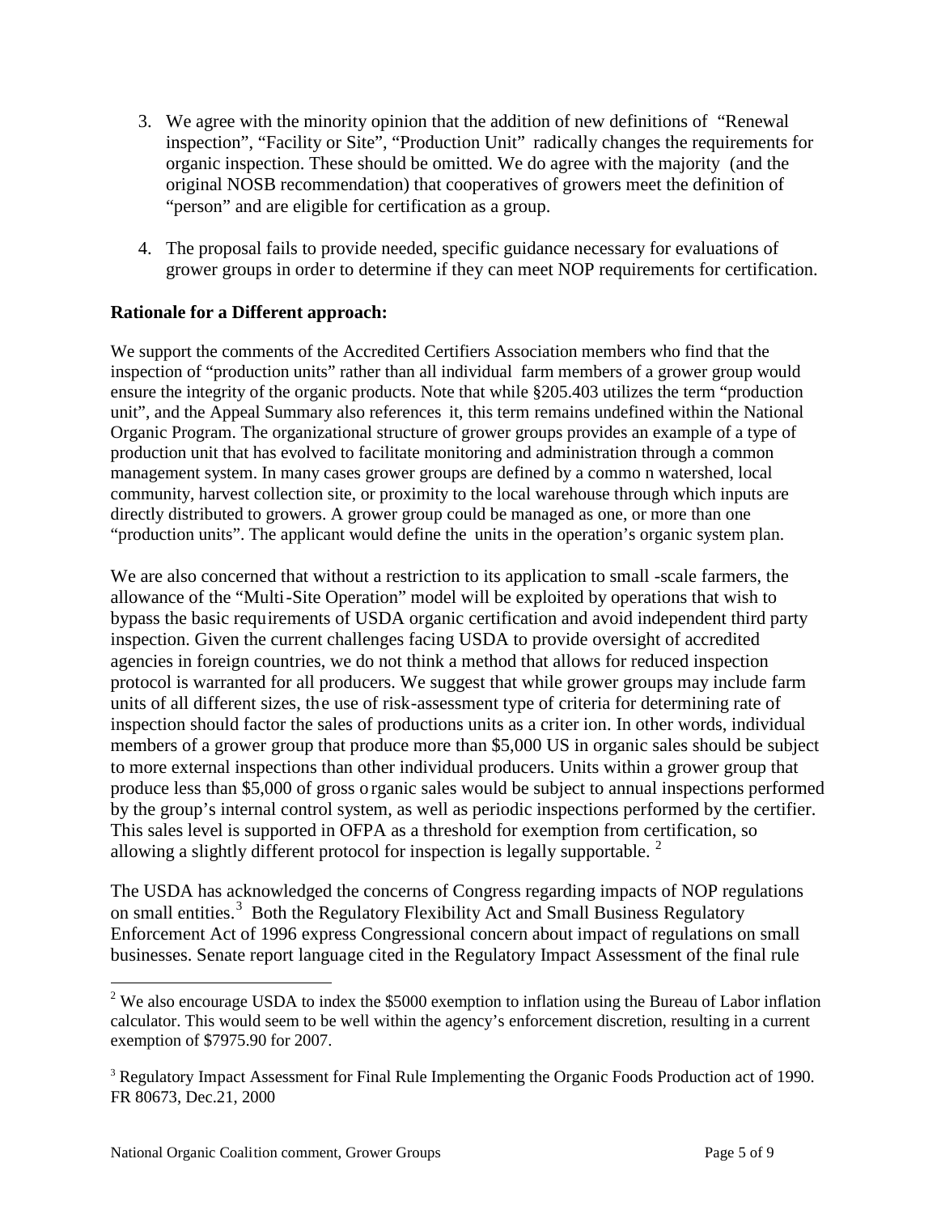3. We agree with the minority opinion that the addition of new definitions of "Renewal inspection", "Facility or Site", "Production Unit" radically changes the requirements for organic inspection. These should be omitted. We do agree with the majority (and the original NOSB recommendation) that cooperatives of growers meet the definition of "person" and are eligible for certification as a group.

4. The proposal fails to provide needed, specific guidance necessary for evaluations of grower groups in order to determine if they can meet NOP requirements for certification.

**Rationale for a Different approach:**

We support the comments of the Accredited Certifiers Association members who find that the inspection of "production units" rather than all individual farm members of a grower group would ensure the integrity of the organic products. Note that while §205.403 utilizes the term "production unit", and the Appeal Summary also references it, this term remains undefined within the National Organic Program. The organizational structure of grower groups provides an example of a type of production unit that has evolved to facilitate monitoring and administration through a common management system. In many cases grower groups are defined by a common watershed, local community, harvest collection site, or proximity to the local warehouse through which inputs are directly distributed to growers. A grower group could be managed as one, or more than one "production units". The applicant would define the units in the operation's organic system plan.

We are also concerned that without a restriction to its application to small-scale farmers, the allowance of the "Multi-Site Operation" model will be exploited by operations that wish to bypass the basic requirements of USDA organic certification and avoid independent third party inspection. Given the current challenges facing USDA to provide oversight of accredited agencies in foreign countries, we do not think a method that allows for reduced inspection protocol is warranted for all producers. We suggest that while grower groups may include farm units of all different sizes, the use of risk-assessment type of criteria for determining rate of inspection should factor the sales of productions units as a criterion. In other words, individual members of a grower group that produce more than $5,000 US in organic sales should be subject to more external inspections than other individual producers. Units within a grower group that produce less than $5,000 of gross organic sales would be subject to annual inspections performed by the group's internal control system, as well as periodic inspections performed by the certifier. This sales level is supported in OFPA as a threshold for exemption from certification, so allowing a slightly different protocol for inspection is legally supportable. [2]

The USDA has acknowledged the concerns of Congress regarding impacts of NOP regulations on small entities.[3] Both the Regulatory Flexibility Act and Small Business Regulatory Enforcement Act of 1996 express Congressional concern about impact of regulations on small businesses. Senate report language cited in the Regulatory Impact Assessment of the final rule

---

[2] We also encourage USDA to index the $5000 exemption to inflation using the Bureau of Labor inflation calculator. This would seem to be well within the agency's enforcement discretion, resulting in a current exemption of $7975.90 for 2007.

[3] Regulatory Impact Assessment for Final Rule Implementing the Organic Foods Production act of 1990. FR 80673, Dec.21, 2000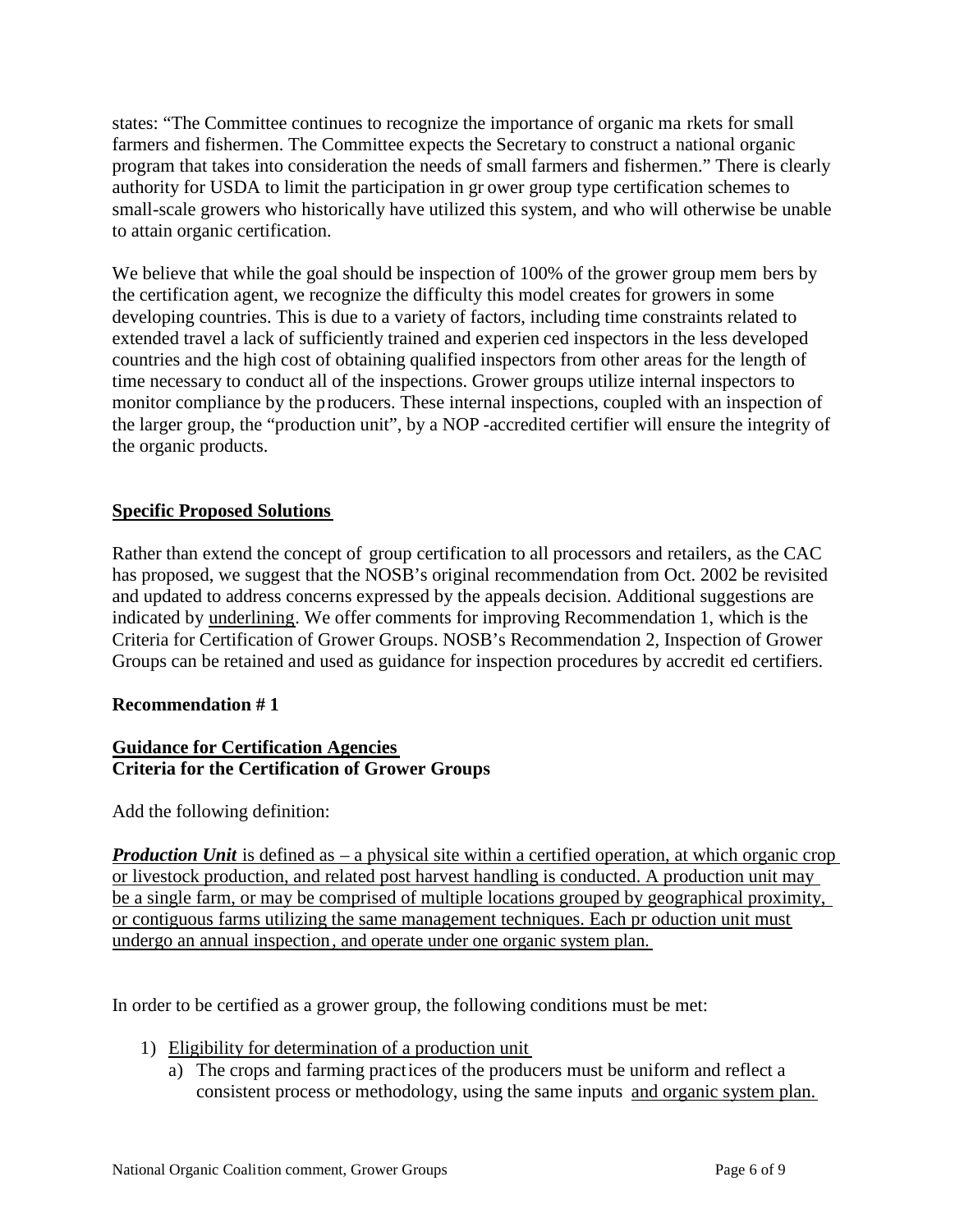states: "The Committee continues to recognize the importance of organic markets for small farmers and fishermen. The Committee expects the Secretary to construct a national organic program that takes into consideration the needs of small farmers and fishermen." There is clearly authority for USDA to limit the participation in grower group type certification schemes to small-scale growers who historically have utilized this system, and who will otherwise be unable to attain organic certification.

We believe that while the goal should be inspection of 100% of the grower group members by the certification agent, we recognize the difficulty this model creates for growers in some developing countries. This is due to a variety of factors, including time constraints related to extended travel a lack of sufficiently trained and experienced inspectors in the less developed countries and the high cost of obtaining qualified inspectors from other areas for the length of time necessary to conduct all of the inspections. Grower groups utilize internal inspectors to monitor compliance by the producers. These internal inspections, coupled with an inspection of the larger group, the "production unit", by a NOP-accredited certifier will ensure the integrity of the organic products.

## Specific Proposed Solutions

Rather than extend the concept of group certification to all processors and retailers, as the CAC has proposed, we suggest that the NOSB's original recommendation from Oct. 2002 be revisited and updated to address concerns expressed by the appeals decision. Additional suggestions are indicated by <u>underlining</u>. We offer comments for improving Recommendation 1, which is the Criteria for Certification of Grower Groups. NOSB's Recommendation 2, Inspection of Grower Groups can be retained and used as guidance for inspection procedures by accredited certifiers.

### Recommendation # 1

**<u>Guidance for Certification Agencies</u>**
**Criteria for the Certification of Grower Groups**

Add the following definition:

<u>***Production Unit*** is defined as – a physical site within a certified operation, at which organic crop or livestock production, and related post harvest handling is conducted. A production unit may be a single farm, or may be comprised of multiple locations grouped by geographical proximity, or contiguous farms utilizing the same management techniques. Each production unit must undergo an annual inspection, and operate under one organic system plan.</u>

In order to be certified as a grower group, the following conditions must be met:

1) <u>Eligibility for determination of a production unit</u>
   a) The crops and farming practices of the producers must be uniform and reflect a consistent process or methodology, using the same inputs <u>and organic system plan.</u>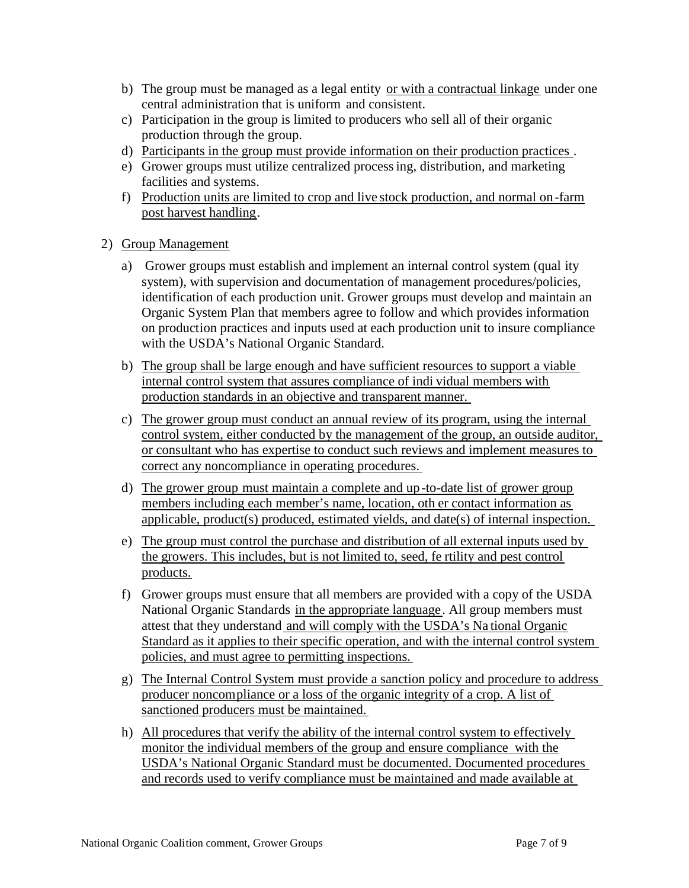b) The group must be managed as a legal entity or with a contractual linkage under one central administration that is uniform and consistent.
c) Participation in the group is limited to producers who sell all of their organic production through the group.
d) Participants in the group must provide information on their production practices.
e) Grower groups must utilize centralized processing, distribution, and marketing facilities and systems.
f) Production units are limited to crop and livestock production, and normal on-farm post harvest handling.

2) Group Management

a) Grower groups must establish and implement an internal control system (quality system), with supervision and documentation of management procedures/policies, identification of each production unit. Grower groups must develop and maintain an Organic System Plan that members agree to follow and which provides information on production practices and inputs used at each production unit to insure compliance with the USDA's National Organic Standard.

b) The group shall be large enough and have sufficient resources to support a viable internal control system that assures compliance of individual members with production standards in an objective and transparent manner.

c) The grower group must conduct an annual review of its program, using the internal control system, either conducted by the management of the group, an outside auditor, or consultant who has expertise to conduct such reviews and implement measures to correct any noncompliance in operating procedures.

d) The grower group must maintain a complete and up-to-date list of grower group members including each member's name, location, other contact information as applicable, product(s) produced, estimated yields, and date(s) of internal inspection.

e) The group must control the purchase and distribution of all external inputs used by the growers. This includes, but is not limited to, seed, fertility and pest control products.

f) Grower groups must ensure that all members are provided with a copy of the USDA National Organic Standards in the appropriate language. All group members must attest that they understand and will comply with the USDA's National Organic Standard as it applies to their specific operation, and with the internal control system policies, and must agree to permitting inspections.

g) The Internal Control System must provide a sanction policy and procedure to address producer noncompliance or a loss of the organic integrity of a crop. A list of sanctioned producers must be maintained.

h) All procedures that verify the ability of the internal control system to effectively monitor the individual members of the group and ensure compliance with the USDA's National Organic Standard must be documented. Documented procedures and records used to verify compliance must be maintained and made available at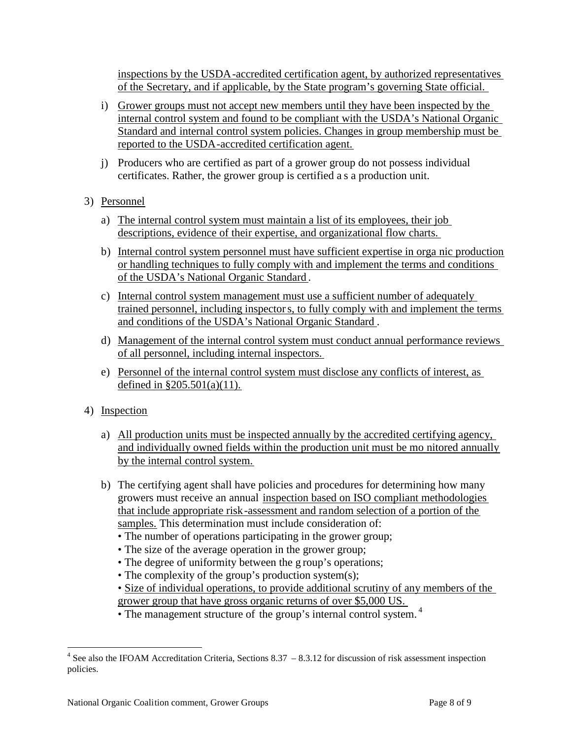inspections by the USDA-accredited certification agent, by authorized representatives of the Secretary, and if applicable, by the State program's governing State official.

i) Grower groups must not accept new members until they have been inspected by the internal control system and found to be compliant with the USDA's National Organic Standard and internal control system policies. Changes in group membership must be reported to the USDA-accredited certification agent.

j) Producers who are certified as part of a grower group do not possess individual certificates. Rather, the grower group is certified as a production unit.

3) Personnel

a) The internal control system must maintain a list of its employees, their job descriptions, evidence of their expertise, and organizational flow charts.

b) Internal control system personnel must have sufficient expertise in organic production or handling techniques to fully comply with and implement the terms and conditions of the USDA's National Organic Standard.

c) Internal control system management must use a sufficient number of adequately trained personnel, including inspectors, to fully comply with and implement the terms and conditions of the USDA's National Organic Standard.

d) Management of the internal control system must conduct annual performance reviews of all personnel, including internal inspectors.

e) Personnel of the internal control system must disclose any conflicts of interest, as defined in §205.501(a)(11).

4) Inspection

a) All production units must be inspected annually by the accredited certifying agency, and individually owned fields within the production unit must be monitored annually by the internal control system.

b) The certifying agent shall have policies and procedures for determining how many growers must receive an annual inspection based on ISO compliant methodologies that include appropriate risk-assessment and random selection of a portion of the samples. This determination must include consideration of:
   - The number of operations participating in the grower group;
   - The size of the average operation in the grower group;
   - The degree of uniformity between the group's operations;
   - The complexity of the group's production system(s);
   - Size of individual operations, to provide additional scrutiny of any members of the grower group that have gross organic returns of over $5,000 US.
   - The management structure of the group's internal control system. [4]

[4] See also the IFOAM Accreditation Criteria, Sections 8.37 – 8.3.12 for discussion of risk assessment inspection policies.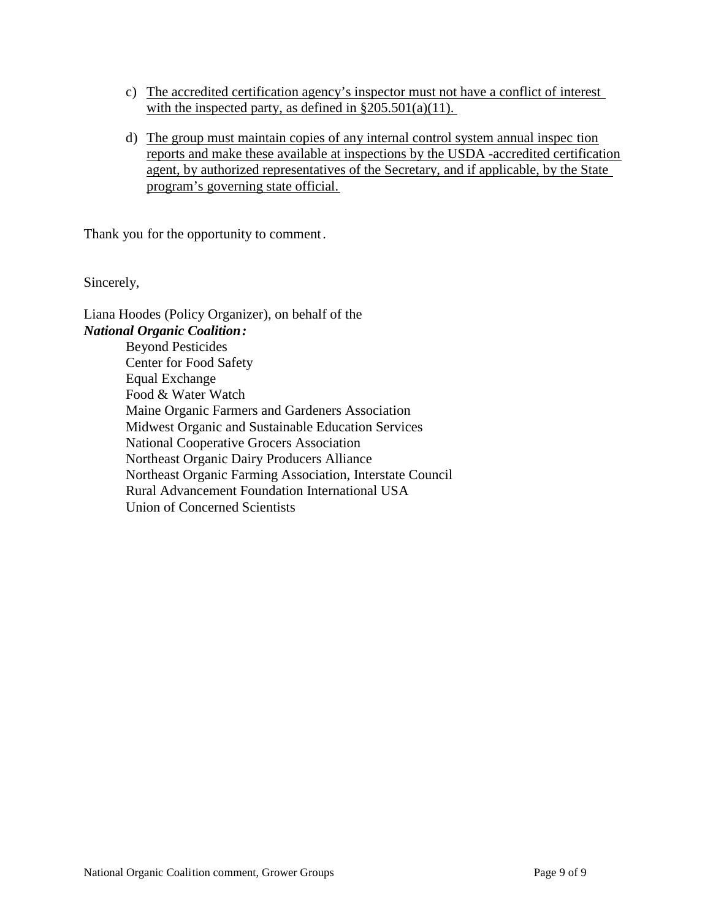c) The accredited certification agency's inspector must not have a conflict of interest with the inspected party, as defined in §205.501(a)(11).

d) The group must maintain copies of any internal control system annual inspection reports and make these available at inspections by the USDA-accredited certification agent, by authorized representatives of the Secretary, and if applicable, by the State program's governing state official.

Thank you for the opportunity to comment.

Sincerely,

Liana Hoodes (Policy Organizer), on behalf of the
***National Organic Coalition:***

Beyond Pesticides
Center for Food Safety
Equal Exchange
Food & Water Watch
Maine Organic Farmers and Gardeners Association
Midwest Organic and Sustainable Education Services
National Cooperative Grocers Association
Northeast Organic Dairy Producers Alliance
Northeast Organic Farming Association, Interstate Council
Rural Advancement Foundation International USA
Union of Concerned Scientists